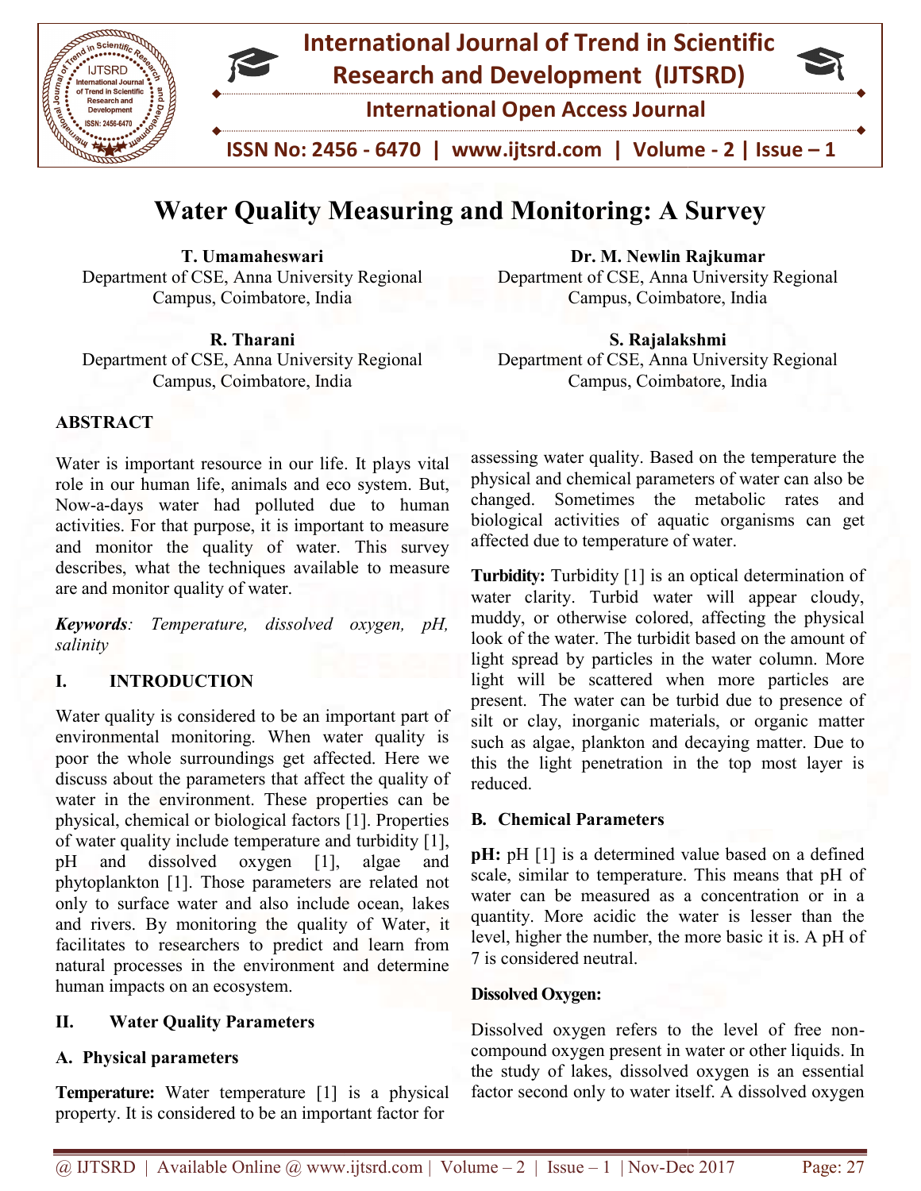# Water Quality Measuring and Monitoring: A Survey

**T. Umamaheswari**
Department of CSE, Anna University Regional Campus, Coimbatore, India

**Dr. M. Newlin Rajkumar**
Department of CSE, Anna University Regional Campus, Coimbatore, India

**R. Tharani**
Department of CSE, Anna University Regional Campus, Coimbatore, India

**S. Rajalakshmi**
Department of CSE, Anna University Regional Campus, Coimbatore, India

## ABSTRACT

Water is important resource in our life. It plays vital role in our human life, animals and eco system. But, Now-a-days water had polluted due to human activities. For that purpose, it is important to measure and monitor the quality of water. This survey describes, what the techniques available to measure are and monitor quality of water.

***Keywords**: Temperature, dissolved oxygen, pH, salinity*

## I. INTRODUCTION

Water quality is considered to be an important part of environmental monitoring. When water quality is poor the whole surroundings get affected. Here we discuss about the parameters that affect the quality of water in the environment. These properties can be physical, chemical or biological factors [1]. Properties of water quality include temperature and turbidity [1], pH and dissolved oxygen [1], algae and phytoplankton [1]. Those parameters are related not only to surface water and also include ocean, lakes and rivers. By monitoring the quality of Water, it facilitates to researchers to predict and learn from natural processes in the environment and determine human impacts on an ecosystem.

## II. Water Quality Parameters

### A. Physical parameters

**Temperature:** Water temperature [1] is a physical property. It is considered to be an important factor for assessing water quality. Based on the temperature the physical and chemical parameters of water can also be changed. Sometimes the metabolic rates and biological activities of aquatic organisms can get affected due to temperature of water.

**Turbidity:** Turbidity [1] is an optical determination of water clarity. Turbid water will appear cloudy, muddy, or otherwise colored, affecting the physical look of the water. The turbidit based on the amount of light spread by particles in the water column. More light will be scattered when more particles are present. The water can be turbid due to presence of silt or clay, inorganic materials, or organic matter such as algae, plankton and decaying matter. Due to this the light penetration in the top most layer is reduced.

### B. Chemical Parameters

**pH:** pH [1] is a determined value based on a defined scale, similar to temperature. This means that pH of water can be measured as a concentration or in a quantity. More acidic the water is lesser than the level, higher the number, the more basic it is. A pH of 7 is considered neutral.

**Dissolved Oxygen:**

Dissolved oxygen refers to the level of free non-compound oxygen present in water or other liquids. In the study of lakes, dissolved oxygen is an essential factor second only to water itself. A dissolved oxygen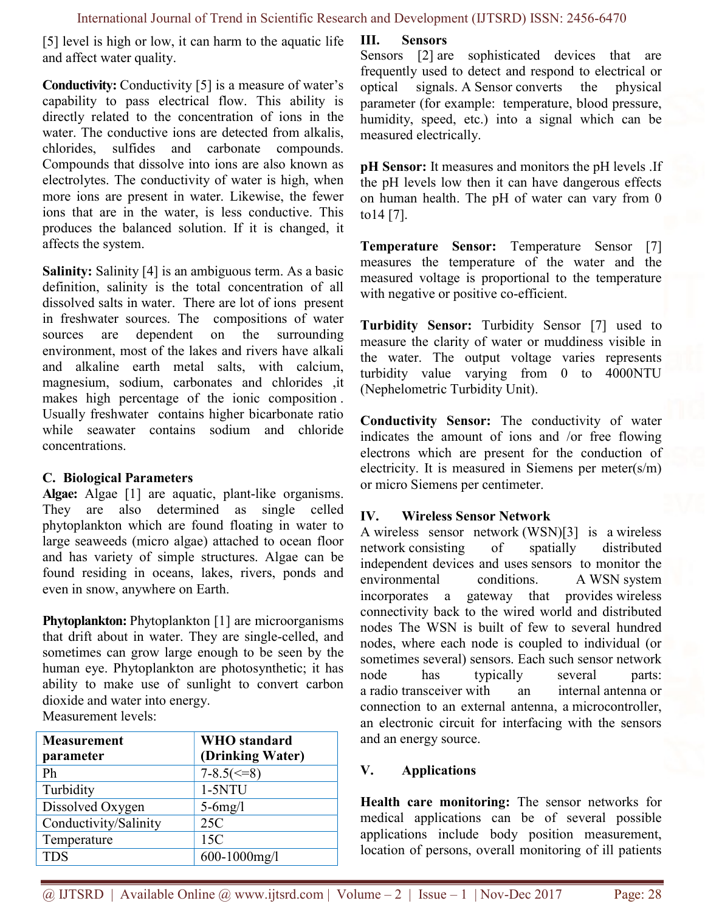[5] level is high or low, it can harm to the aquatic life and affect water quality.

**Conductivity:** Conductivity [5] is a measure of water's capability to pass electrical flow. This ability is directly related to the concentration of ions in the water. The conductive ions are detected from alkalis, chlorides, sulfides and carbonate compounds. Compounds that dissolve into ions are also known as electrolytes. The conductivity of water is high, when more ions are present in water. Likewise, the fewer ions that are in the water, is less conductive. This produces the balanced solution. If it is changed, it affects the system.

**Salinity:** Salinity [4] is an ambiguous term. As a basic definition, salinity is the total concentration of all dissolved salts in water. There are lot of ions present in freshwater sources. The compositions of water sources are dependent on the surrounding environment, most of the lakes and rivers have alkali and alkaline earth metal salts, with calcium, magnesium, sodium, carbonates and chlorides ,it makes high percentage of the ionic composition . Usually freshwater contains higher bicarbonate ratio while seawater contains sodium and chloride concentrations.

### C. Biological Parameters

**Algae:** Algae [1] are aquatic, plant-like organisms. They are also determined as single celled phytoplankton which are found floating in water to large seaweeds (micro algae) attached to ocean floor and has variety of simple structures. Algae can be found residing in oceans, lakes, rivers, ponds and even in snow, anywhere on Earth.

**Phytoplankton:** Phytoplankton [1] are microorganisms that drift about in water. They are single-celled, and sometimes can grow large enough to be seen by the human eye. Phytoplankton are photosynthetic; it has ability to make use of sunlight to convert carbon dioxide and water into energy.

Measurement levels:

| Measurement parameter | WHO standard (Drinking Water) |
|---|---|
| Ph | 7-8.5(<=8) |
| Turbidity | 1-5NTU |
| Dissolved Oxygen | 5-6mg/l |
| Conductivity/Salinity | 25C |
| Temperature | 15C |
| TDS | 600-1000mg/l |

## III. Sensors

Sensors [2] are sophisticated devices that are frequently used to detect and respond to electrical or optical signals. A Sensor converts the physical parameter (for example: temperature, blood pressure, humidity, speed, etc.) into a signal which can be measured electrically.

**pH Sensor:** It measures and monitors the pH levels .If the pH levels low then it can have dangerous effects on human health. The pH of water can vary from 0 to14 [7].

**Temperature Sensor:** Temperature Sensor [7] measures the temperature of the water and the measured voltage is proportional to the temperature with negative or positive co-efficient.

**Turbidity Sensor:** Turbidity Sensor [7] used to measure the clarity of water or muddiness visible in the water. The output voltage varies represents turbidity value varying from 0 to 4000NTU (Nephelometric Turbidity Unit).

**Conductivity Sensor:** The conductivity of water indicates the amount of ions and /or free flowing electrons which are present for the conduction of electricity. It is measured in Siemens per meter(s/m) or micro Siemens per centimeter.

## IV. Wireless Sensor Network

A wireless sensor network (WSN)[3] is a wireless network consisting of spatially distributed independent devices and uses sensors to monitor the environmental conditions. A WSN system incorporates a gateway that provides wireless connectivity back to the wired world and distributed nodes The WSN is built of few to several hundred nodes, where each node is coupled to individual (or sometimes several) sensors. Each such sensor network node has typically several parts: a radio transceiver with an internal antenna or connection to an external antenna, a microcontroller, an electronic circuit for interfacing with the sensors and an energy source.

## V. Applications

**Health care monitoring:** The sensor networks for medical applications can be of several possible applications include body position measurement, location of persons, overall monitoring of ill patients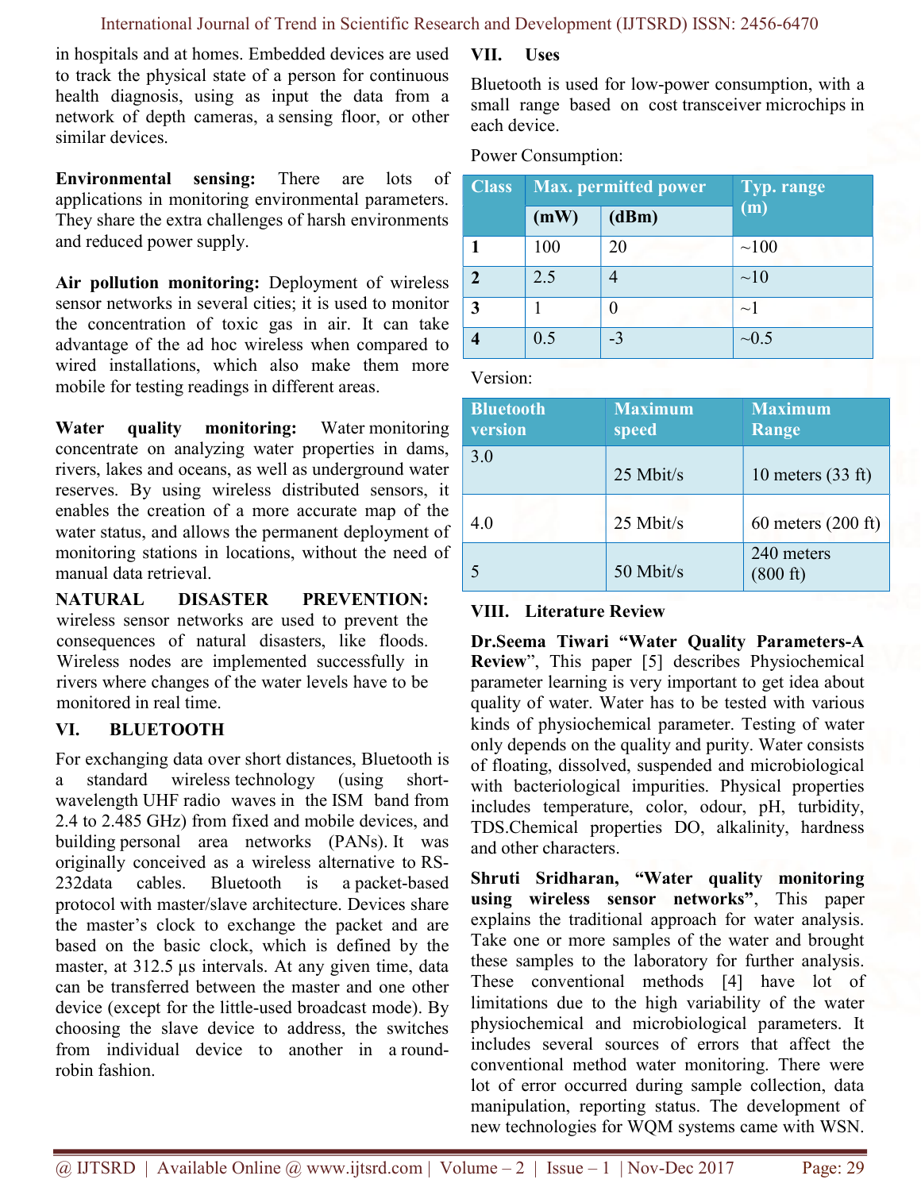in hospitals and at homes. Embedded devices are used to track the physical state of a person for continuous health diagnosis, using as input the data from a network of depth cameras, a sensing floor, or other similar devices.

**Environmental sensing:** There are lots of applications in monitoring environmental parameters. They share the extra challenges of harsh environments and reduced power supply.

**Air pollution monitoring:** Deployment of wireless sensor networks in several cities; it is used to monitor the concentration of toxic gas in air. It can take advantage of the ad hoc wireless when compared to wired installations, which also make them more mobile for testing readings in different areas.

**Water quality monitoring:** Water monitoring concentrate on analyzing water properties in dams, rivers, lakes and oceans, as well as underground water reserves. By using wireless distributed sensors, it enables the creation of a more accurate map of the water status, and allows the permanent deployment of monitoring stations in locations, without the need of manual data retrieval.

**NATURAL DISASTER PREVENTION:** wireless sensor networks are used to prevent the consequences of natural disasters, like floods. Wireless nodes are implemented successfully in rivers where changes of the water levels have to be monitored in real time.

## VI. BLUETOOTH

For exchanging data over short distances, Bluetooth is a standard wireless technology (using short-wavelength UHF radio waves in the ISM band from 2.4 to 2.485 GHz) from fixed and mobile devices, and building personal area networks (PANs). It was originally conceived as a wireless alternative to RS-232data cables. Bluetooth is a packet-based protocol with master/slave architecture. Devices share the master's clock to exchange the packet and are based on the basic clock, which is defined by the master, at 312.5 µs intervals. At any given time, data can be transferred between the master and one other device (except for the little-used broadcast mode). By choosing the slave device to address, the switches from individual device to another in a round-robin fashion.

## VII. Uses

Bluetooth is used for low-power consumption, with a small range based on cost transceiver microchips in each device.

Power Consumption:

| Class | Max. permitted power | | Typ. range (m) |
|---|---|---|---|
| | (mW) | (dBm) | |
| 1 | 100 | 20 | ~100 |
| 2 | 2.5 | 4 | ~10 |
| 3 | 1 | 0 | ~1 |
| 4 | 0.5 | -3 | ~0.5 |

Version:

| Bluetooth version | Maximum speed | Maximum Range |
|---|---|---|
| 3.0 | 25 Mbit/s | 10 meters (33 ft) |
| 4.0 | 25 Mbit/s | 60 meters (200 ft) |
| 5 | 50 Mbit/s | 240 meters (800 ft) |

## VIII. Literature Review

**Dr.Seema Tiwari "Water Quality Parameters-A Review"**, This paper [5] describes Physiochemical parameter learning is very important to get idea about quality of water. Water has to be tested with various kinds of physiochemical parameter. Testing of water only depends on the quality and purity. Water consists of floating, dissolved, suspended and microbiological with bacteriological impurities. Physical properties includes temperature, color, odour, pH, turbidity, TDS.Chemical properties DO, alkalinity, hardness and other characters.

**Shruti Sridharan, "Water quality monitoring using wireless sensor networks"**, This paper explains the traditional approach for water analysis. Take one or more samples of the water and brought these samples to the laboratory for further analysis. These conventional methods [4] have lot of limitations due to the high variability of the water physiochemical and microbiological parameters. It includes several sources of errors that affect the conventional method water monitoring. There were lot of error occurred during sample collection, data manipulation, reporting status. The development of new technologies for WQM systems came with WSN.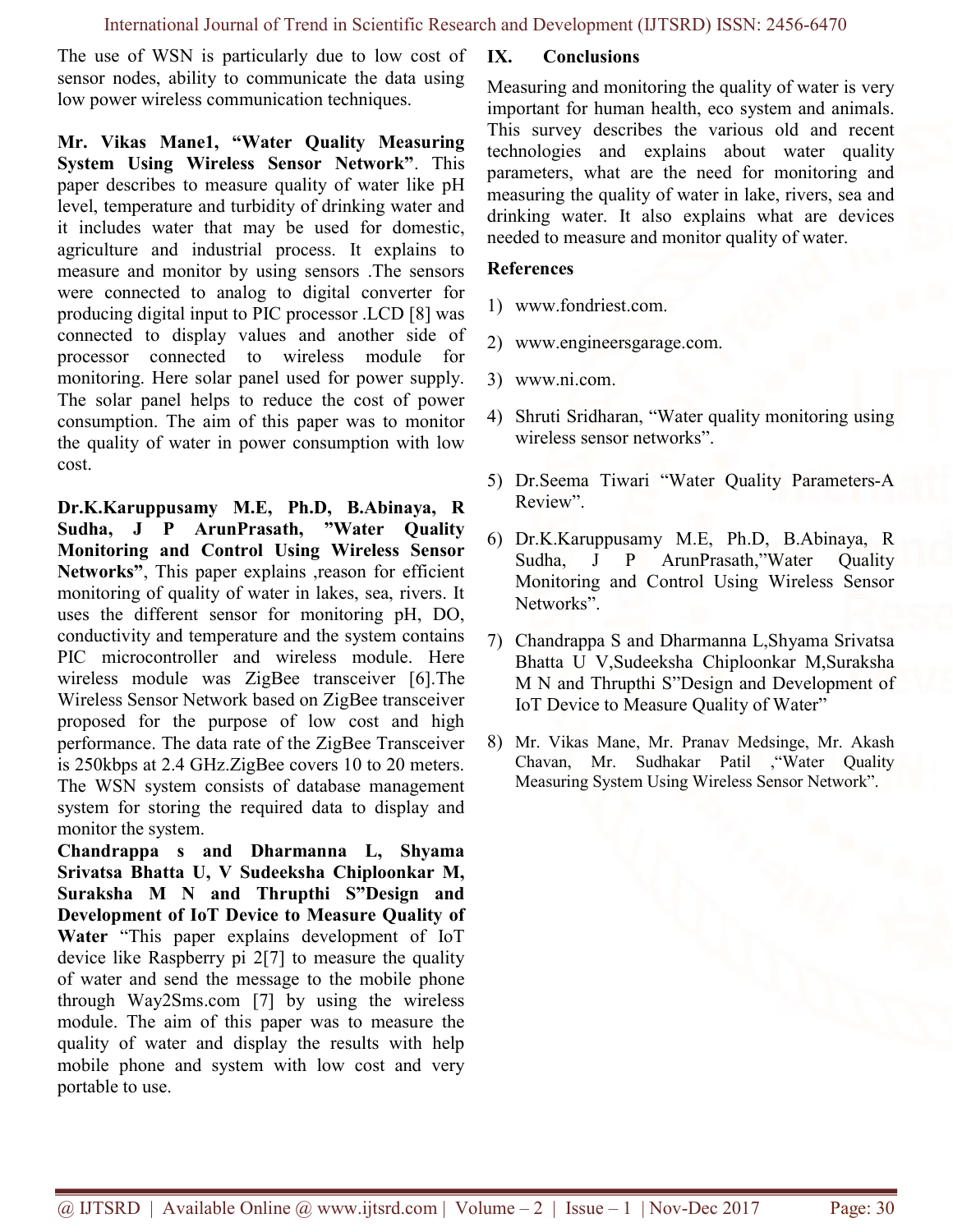The use of WSN is particularly due to low cost of sensor nodes, ability to communicate the data using low power wireless communication techniques.

**Mr. Vikas Mane1, "Water Quality Measuring System Using Wireless Sensor Network"**. This paper describes to measure quality of water like pH level, temperature and turbidity of drinking water and it includes water that may be used for domestic, agriculture and industrial process. It explains to measure and monitor by using sensors .The sensors were connected to analog to digital converter for producing digital input to PIC processor .LCD [8] was connected to display values and another side of processor connected to wireless module for monitoring. Here solar panel used for power supply. The solar panel helps to reduce the cost of power consumption. The aim of this paper was to monitor the quality of water in power consumption with low cost.

**Dr.K.Karuppusamy M.E, Ph.D, B.Abinaya, R Sudha, J P ArunPrasath, "Water Quality Monitoring and Control Using Wireless Sensor Networks"**, This paper explains ,reason for efficient monitoring of quality of water in lakes, sea, rivers. It uses the different sensor for monitoring pH, DO, conductivity and temperature and the system contains PIC microcontroller and wireless module. Here wireless module was ZigBee transceiver [6].The Wireless Sensor Network based on ZigBee transceiver proposed for the purpose of low cost and high performance. The data rate of the ZigBee Transceiver is 250kbps at 2.4 GHz.ZigBee covers 10 to 20 meters. The WSN system consists of database management system for storing the required data to display and monitor the system.

**Chandrappa s and Dharmanna L, Shyama Srivatsa Bhatta U, V Sudeeksha Chiploonkar M, Suraksha M N and Thrupthi S"Design and Development of IoT Device to Measure Quality of Water** "This paper explains development of IoT device like Raspberry pi 2[7] to measure the quality of water and send the message to the mobile phone through Way2Sms.com [7] by using the wireless module. The aim of this paper was to measure the quality of water and display the results with help mobile phone and system with low cost and very portable to use.

## IX. Conclusions

Measuring and monitoring the quality of water is very important for human health, eco system and animals. This survey describes the various old and recent technologies and explains about water quality parameters, what are the need for monitoring and measuring the quality of water in lake, rivers, sea and drinking water. It also explains what are devices needed to measure and monitor quality of water.

## References

1) www.fondriest.com.
2) www.engineersgarage.com.
3) www.ni.com.
4) Shruti Sridharan, "Water quality monitoring using wireless sensor networks".
5) Dr.Seema Tiwari "Water Quality Parameters-A Review".
6) Dr.K.Karuppusamy M.E, Ph.D, B.Abinaya, R Sudha, J P ArunPrasath,"Water Quality Monitoring and Control Using Wireless Sensor Networks".
7) Chandrappa S and Dharmanna L,Shyama Srivatsa Bhatta U V,Sudeeksha Chiploonkar M,Suraksha M N and Thrupthi S"Design and Development of IoT Device to Measure Quality of Water"
8) Mr. Vikas Mane, Mr. Pranav Medsinge, Mr. Akash Chavan, Mr. Sudhakar Patil ,"Water Quality Measuring System Using Wireless Sensor Network".